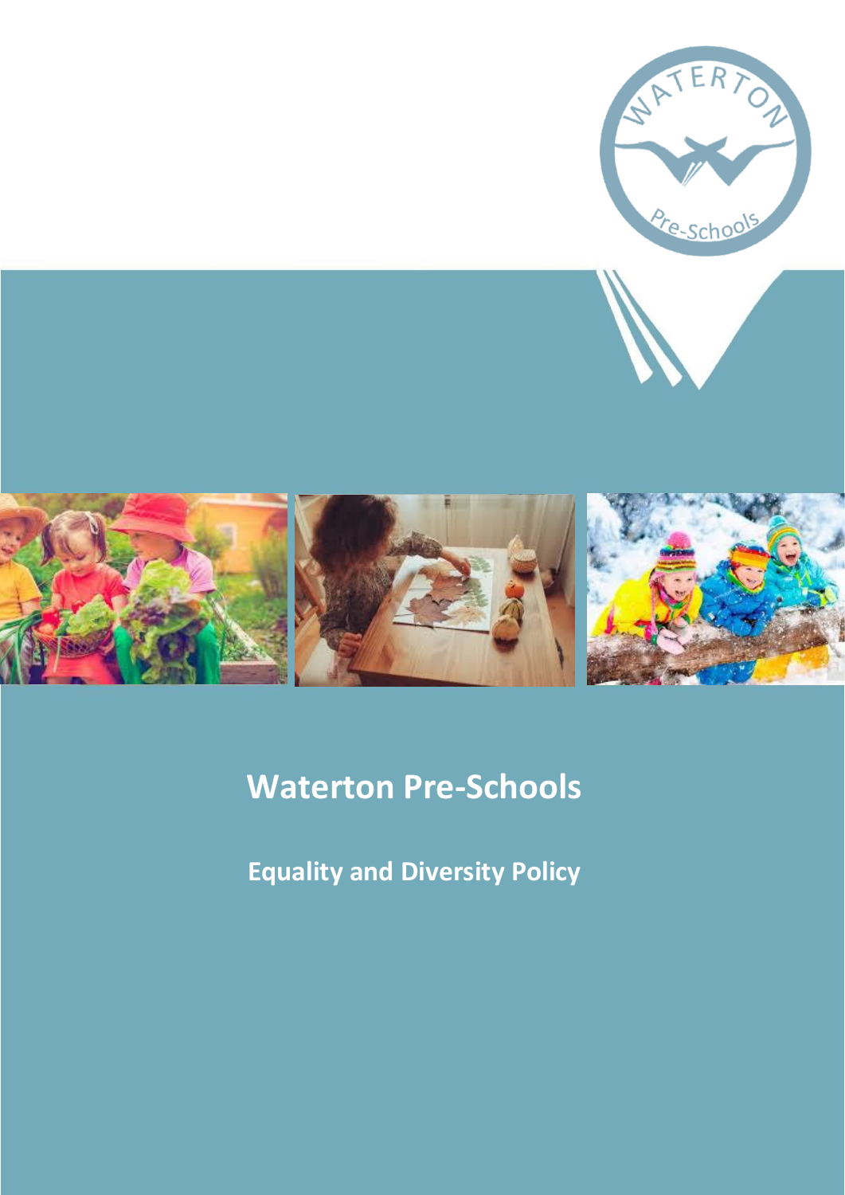# Waterton Pre-Schools

## Equality and Diversity Policy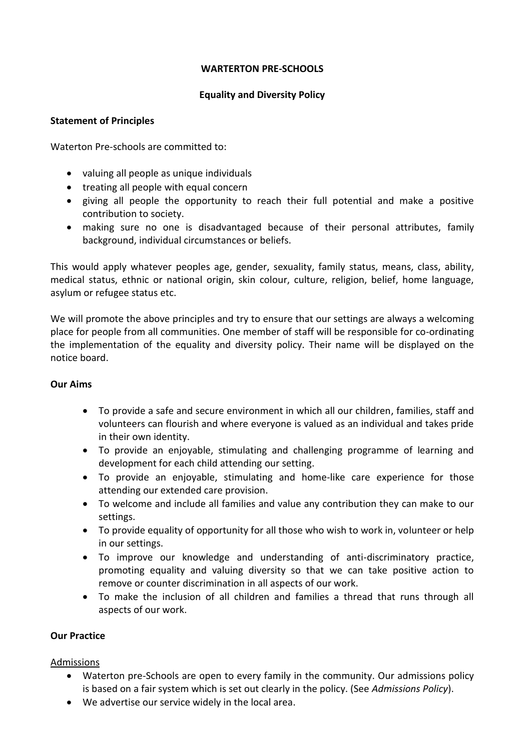**WARTERTON PRE-SCHOOLS**

**Equality and Diversity Policy**

**Statement of Principles**

Waterton Pre-schools are committed to:

- valuing all people as unique individuals
- treating all people with equal concern
- giving all people the opportunity to reach their full potential and make a positive contribution to society.
- making sure no one is disadvantaged because of their personal attributes, family background, individual circumstances or beliefs.

This would apply whatever peoples age, gender, sexuality, family status, means, class, ability, medical status, ethnic or national origin, skin colour, culture, religion, belief, home language, asylum or refugee status etc.

We will promote the above principles and try to ensure that our settings are always a welcoming place for people from all communities. One member of staff will be responsible for co-ordinating the implementation of the equality and diversity policy. Their name will be displayed on the notice board.

**Our Aims**

- To provide a safe and secure environment in which all our children, families, staff and volunteers can flourish and where everyone is valued as an individual and takes pride in their own identity.
- To provide an enjoyable, stimulating and challenging programme of learning and development for each child attending our setting.
- To provide an enjoyable, stimulating and home-like care experience for those attending our extended care provision.
- To welcome and include all families and value any contribution they can make to our settings.
- To provide equality of opportunity for all those who wish to work in, volunteer or help in our settings.
- To improve our knowledge and understanding of anti-discriminatory practice, promoting equality and valuing diversity so that we can take positive action to remove or counter discrimination in all aspects of our work.
- To make the inclusion of all children and families a thread that runs through all aspects of our work.

**Our Practice**

Admissions

- Waterton pre-Schools are open to every family in the community. Our admissions policy is based on a fair system which is set out clearly in the policy. (See *Admissions Policy*).
- We advertise our service widely in the local area.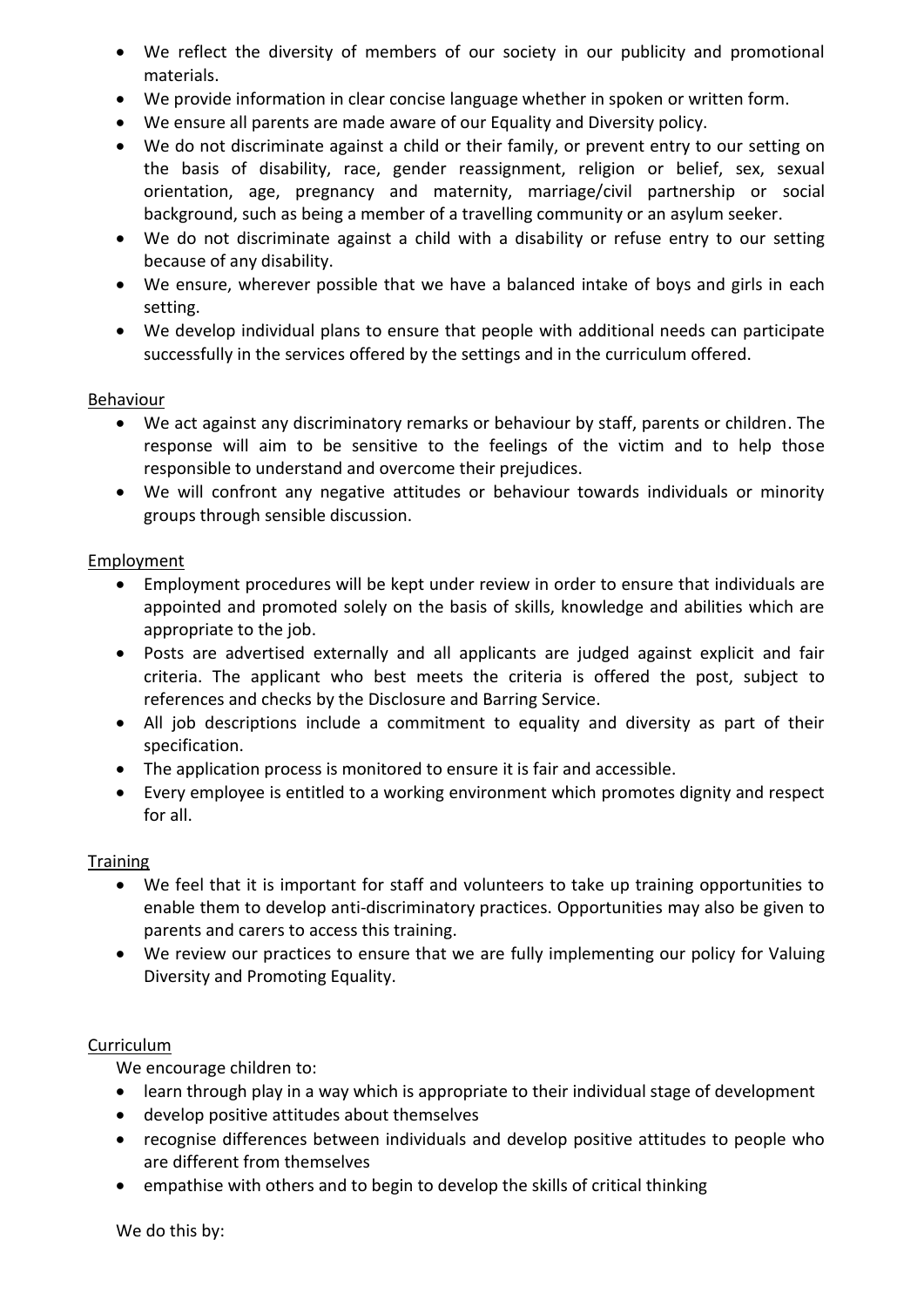- We reflect the diversity of members of our society in our publicity and promotional materials.
- We provide information in clear concise language whether in spoken or written form.
- We ensure all parents are made aware of our Equality and Diversity policy.
- We do not discriminate against a child or their family, or prevent entry to our setting on the basis of disability, race, gender reassignment, religion or belief, sex, sexual orientation, age, pregnancy and maternity, marriage/civil partnership or social background, such as being a member of a travelling community or an asylum seeker.
- We do not discriminate against a child with a disability or refuse entry to our setting because of any disability.
- We ensure, wherever possible that we have a balanced intake of boys and girls in each setting.
- We develop individual plans to ensure that people with additional needs can participate successfully in the services offered by the settings and in the curriculum offered.

<u>Behaviour</u>

- We act against any discriminatory remarks or behaviour by staff, parents or children. The response will aim to be sensitive to the feelings of the victim and to help those responsible to understand and overcome their prejudices.
- We will confront any negative attitudes or behaviour towards individuals or minority groups through sensible discussion.

<u>Employment</u>

- Employment procedures will be kept under review in order to ensure that individuals are appointed and promoted solely on the basis of skills, knowledge and abilities which are appropriate to the job.
- Posts are advertised externally and all applicants are judged against explicit and fair criteria. The applicant who best meets the criteria is offered the post, subject to references and checks by the Disclosure and Barring Service.
- All job descriptions include a commitment to equality and diversity as part of their specification.
- The application process is monitored to ensure it is fair and accessible.
- Every employee is entitled to a working environment which promotes dignity and respect for all.

<u>Training</u>

- We feel that it is important for staff and volunteers to take up training opportunities to enable them to develop anti-discriminatory practices. Opportunities may also be given to parents and carers to access this training.
- We review our practices to ensure that we are fully implementing our policy for Valuing Diversity and Promoting Equality.

<u>Curriculum</u>

We encourage children to:

- learn through play in a way which is appropriate to their individual stage of development
- develop positive attitudes about themselves
- recognise differences between individuals and develop positive attitudes to people who are different from themselves
- empathise with others and to begin to develop the skills of critical thinking

We do this by: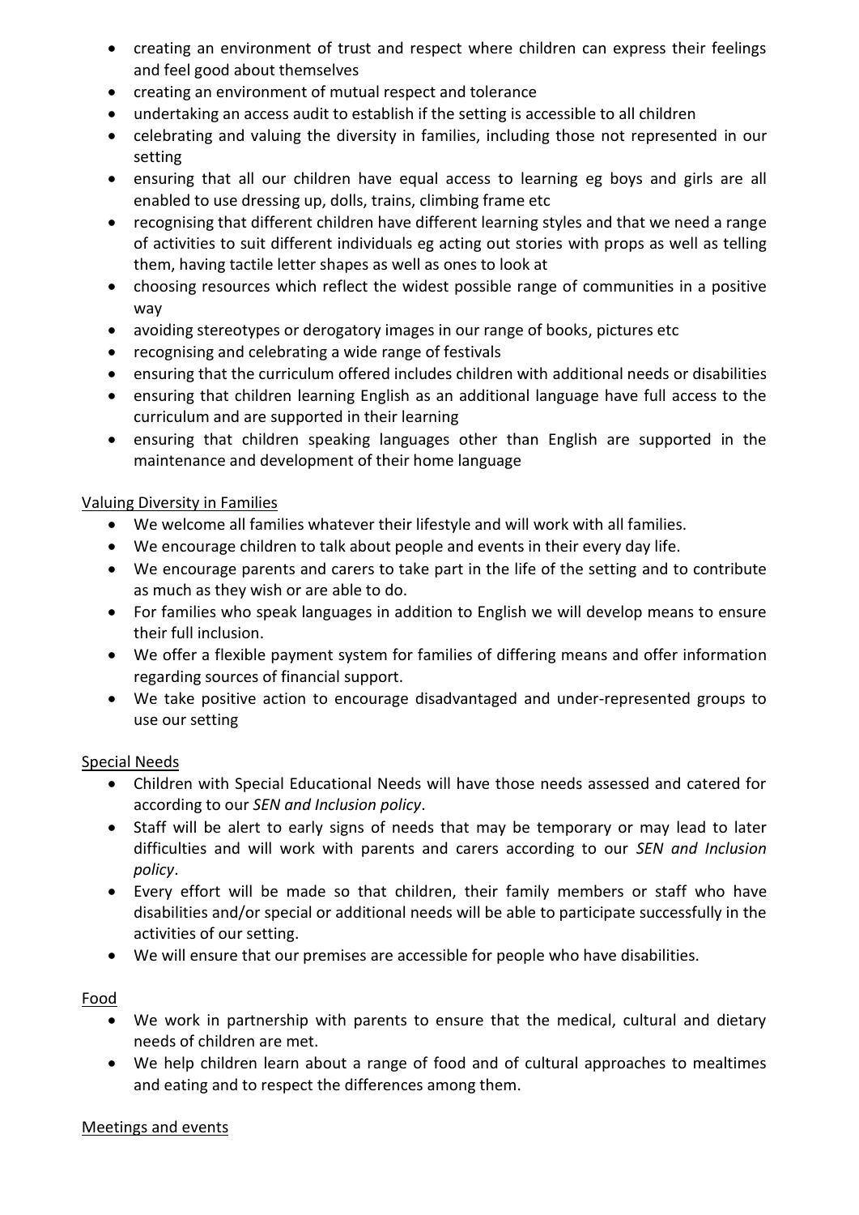- creating an environment of trust and respect where children can express their feelings and feel good about themselves
- creating an environment of mutual respect and tolerance
- undertaking an access audit to establish if the setting is accessible to all children
- celebrating and valuing the diversity in families, including those not represented in our setting
- ensuring that all our children have equal access to learning eg boys and girls are all enabled to use dressing up, dolls, trains, climbing frame etc
- recognising that different children have different learning styles and that we need a range of activities to suit different individuals eg acting out stories with props as well as telling them, having tactile letter shapes as well as ones to look at
- choosing resources which reflect the widest possible range of communities in a positive way
- avoiding stereotypes or derogatory images in our range of books, pictures etc
- recognising and celebrating a wide range of festivals
- ensuring that the curriculum offered includes children with additional needs or disabilities
- ensuring that children learning English as an additional language have full access to the curriculum and are supported in their learning
- ensuring that children speaking languages other than English are supported in the maintenance and development of their home language

Valuing Diversity in Families

- We welcome all families whatever their lifestyle and will work with all families.
- We encourage children to talk about people and events in their every day life.
- We encourage parents and carers to take part in the life of the setting and to contribute as much as they wish or are able to do.
- For families who speak languages in addition to English we will develop means to ensure their full inclusion.
- We offer a flexible payment system for families of differing means and offer information regarding sources of financial support.
- We take positive action to encourage disadvantaged and under-represented groups to use our setting

Special Needs

- Children with Special Educational Needs will have those needs assessed and catered for according to our *SEN and Inclusion policy*.
- Staff will be alert to early signs of needs that may be temporary or may lead to later difficulties and will work with parents and carers according to our *SEN and Inclusion policy*.
- Every effort will be made so that children, their family members or staff who have disabilities and/or special or additional needs will be able to participate successfully in the activities of our setting.
- We will ensure that our premises are accessible for people who have disabilities.

Food

- We work in partnership with parents to ensure that the medical, cultural and dietary needs of children are met.
- We help children learn about a range of food and of cultural approaches to mealtimes and eating and to respect the differences among them.

Meetings and events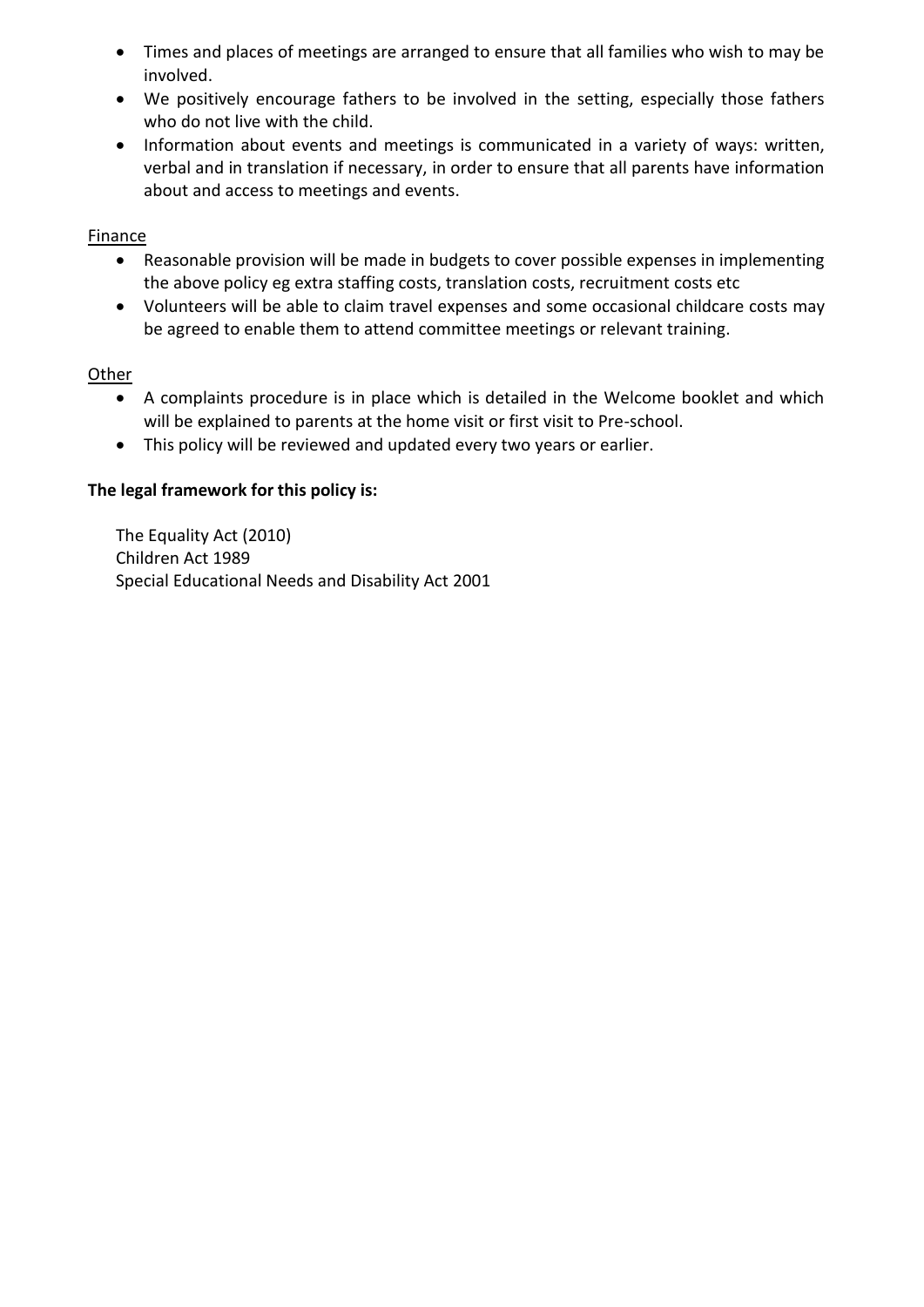- Times and places of meetings are arranged to ensure that all families who wish to may be involved.
- We positively encourage fathers to be involved in the setting, especially those fathers who do not live with the child.
- Information about events and meetings is communicated in a variety of ways: written, verbal and in translation if necessary, in order to ensure that all parents have information about and access to meetings and events.

Finance

- Reasonable provision will be made in budgets to cover possible expenses in implementing the above policy eg extra staffing costs, translation costs, recruitment costs etc
- Volunteers will be able to claim travel expenses and some occasional childcare costs may be agreed to enable them to attend committee meetings or relevant training.

Other

- A complaints procedure is in place which is detailed in the Welcome booklet and which will be explained to parents at the home visit or first visit to Pre-school.
- This policy will be reviewed and updated every two years or earlier.

**The legal framework for this policy is:**

The Equality Act (2010)
Children Act 1989
Special Educational Needs and Disability Act 2001